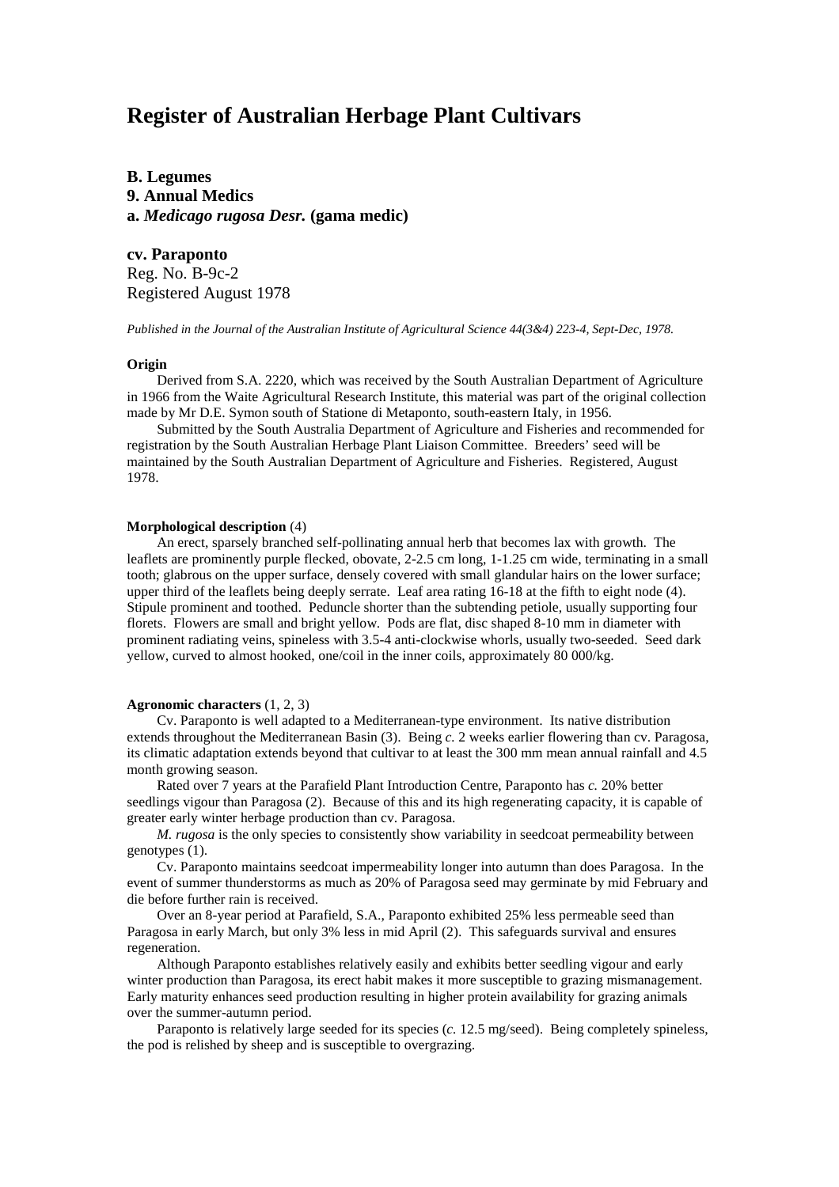# Register of Australian Herbage Plant Cultivars

**B. Legumes**
**9. Annual Medics**
**a.** ***Medicago rugosa Desr.*** **(gama medic)**

**cv. Paraponto**
Reg. No. B-9c-2
Registered August 1978

*Published in the Journal of the Australian Institute of Agricultural Science 44(3&4) 223-4, Sept-Dec, 1978.*

**Origin**

Derived from S.A. 2220, which was received by the South Australian Department of Agriculture in 1966 from the Waite Agricultural Research Institute, this material was part of the original collection made by Mr D.E. Symon south of Stazione di Metaponto, south-eastern Italy, in 1956.

Submitted by the South Australia Department of Agriculture and Fisheries and recommended for registration by the South Australian Herbage Plant Liaison Committee. Breeders' seed will be maintained by the South Australian Department of Agriculture and Fisheries. Registered, August 1978.

**Morphological description** (4)

An erect, sparsely branched self-pollinating annual herb that becomes lax with growth. The leaflets are prominently purple flecked, obovate, 2-2.5 cm long, 1-1.25 cm wide, terminating in a small tooth; glabrous on the upper surface, densely covered with small glandular hairs on the lower surface; upper third of the leaflets being deeply serrate. Leaf area rating 16-18 at the fifth to eight node (4). Stipule prominent and toothed. Peduncle shorter than the subtending petiole, usually supporting four florets. Flowers are small and bright yellow. Pods are flat, disc shaped 8-10 mm in diameter with prominent radiating veins, spineless with 3.5-4 anti-clockwise whorls, usually two-seeded. Seed dark yellow, curved to almost hooked, one/coil in the inner coils, approximately 80 000/kg.

**Agronomic characters** (1, 2, 3)

Cv. Paraponto is well adapted to a Mediterranean-type environment. Its native distribution extends throughout the Mediterranean Basin (3). Being *c.* 2 weeks earlier flowering than cv. Paragosa, its climatic adaptation extends beyond that cultivar to at least the 300 mm mean annual rainfall and 4.5 month growing season.

Rated over 7 years at the Parafield Plant Introduction Centre, Paraponto has *c.* 20% better seedlings vigour than Paragosa (2). Because of this and its high regenerating capacity, it is capable of greater early winter herbage production than cv. Paragosa.

*M. rugosa* is the only species to consistently show variability in seedcoat permeability between genotypes (1).

Cv. Paraponto maintains seedcoat impermeability longer into autumn than does Paragosa. In the event of summer thunderstorms as much as 20% of Paragosa seed may germinate by mid February and die before further rain is received.

Over an 8-year period at Parafield, S.A., Paraponto exhibited 25% less permeable seed than Paragosa in early March, but only 3% less in mid April (2). This safeguards survival and ensures regeneration.

Although Paraponto establishes relatively easily and exhibits better seedling vigour and early winter production than Paragosa, its erect habit makes it more susceptible to grazing mismanagement. Early maturity enhances seed production resulting in higher protein availability for grazing animals over the summer-autumn period.

Paraponto is relatively large seeded for its species (*c.* 12.5 mg/seed). Being completely spineless, the pod is relished by sheep and is susceptible to overgrazing.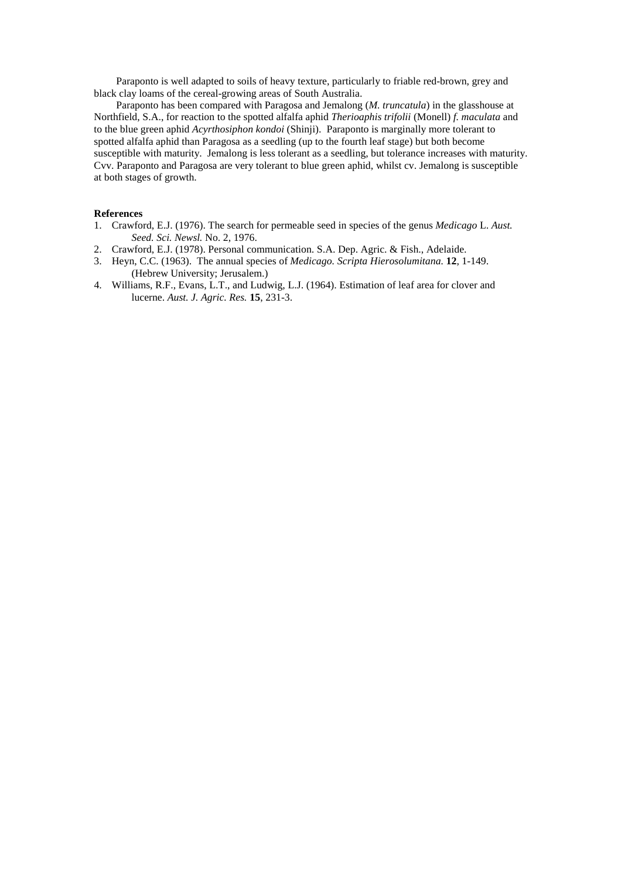Paraponto is well adapted to soils of heavy texture, particularly to friable red-brown, grey and black clay loams of the cereal-growing areas of South Australia.

Paraponto has been compared with Paragosa and Jemalong (*M. truncatula*) in the glasshouse at Northfield, S.A., for reaction to the spotted alfalfa aphid *Therioaphis trifolii* (Monell) *f. maculata* and to the blue green aphid *Acyrthosiphon kondoi* (Shinji). Paraponto is marginally more tolerant to spotted alfalfa aphid than Paragosa as a seedling (up to the fourth leaf stage) but both become susceptible with maturity. Jemalong is less tolerant as a seedling, but tolerance increases with maturity. Cvv. Paraponto and Paragosa are very tolerant to blue green aphid, whilst cv. Jemalong is susceptible at both stages of growth.

**References**

1. Crawford, E.J. (1976). The search for permeable seed in species of the genus *Medicago* L. *Aust. Seed. Sci. Newsl.* No. 2, 1976.
2. Crawford, E.J. (1978). Personal communication. S.A. Dep. Agric. & Fish., Adelaide.
3. Heyn, C.C. (1963). The annual species of *Medicago*. *Scripta Hierosolumitana.* **12**, 1-149. (Hebrew University; Jerusalem.)
4. Williams, R.F., Evans, L.T., and Ludwig, L.J. (1964). Estimation of leaf area for clover and lucerne. *Aust. J. Agric. Res.* **15**, 231-3.